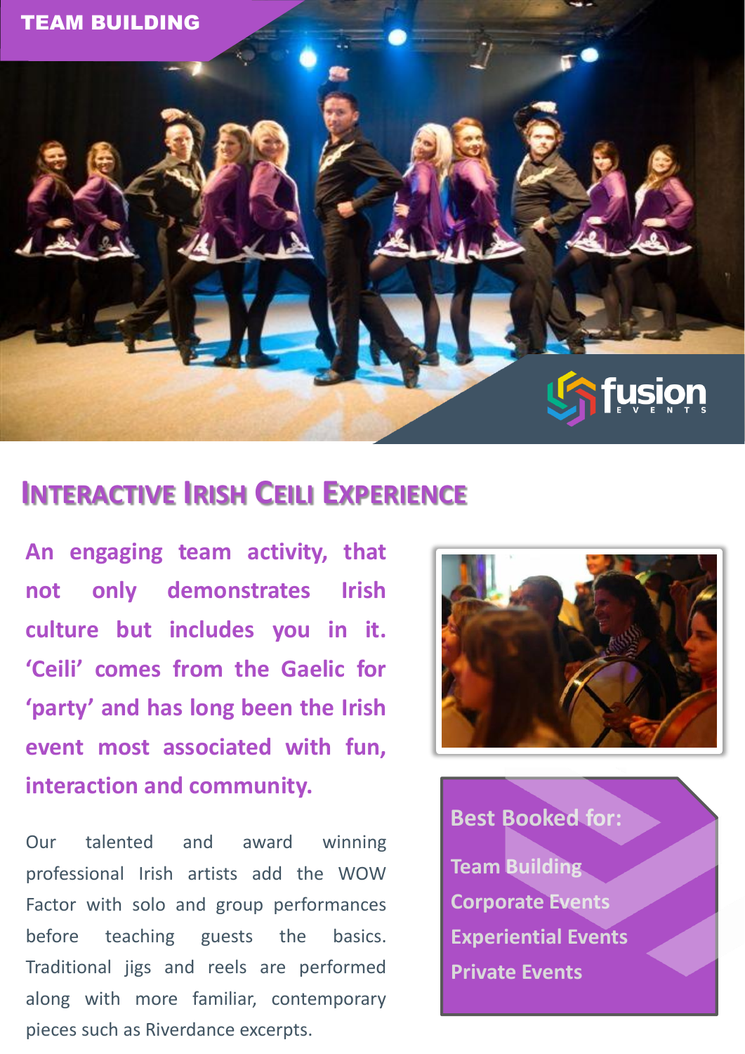TEAM BUILDING

# Interactive Irish Ceili Experience

**An engaging team activity, that not only demonstrates Irish culture but includes you in it. 'Ceili' comes from the Gaelic for 'party' and has long been the Irish event most associated with fun, interaction and community.**

Our talented and award winning professional Irish artists add the WOW Factor with solo and group performances before teaching guests the basics. Traditional jigs and reels are performed along with more familiar, contemporary pieces such as Riverdance excerpts.

**Best Booked for:**

- Team Building
- Corporate Events
- Experiential Events
- Private Events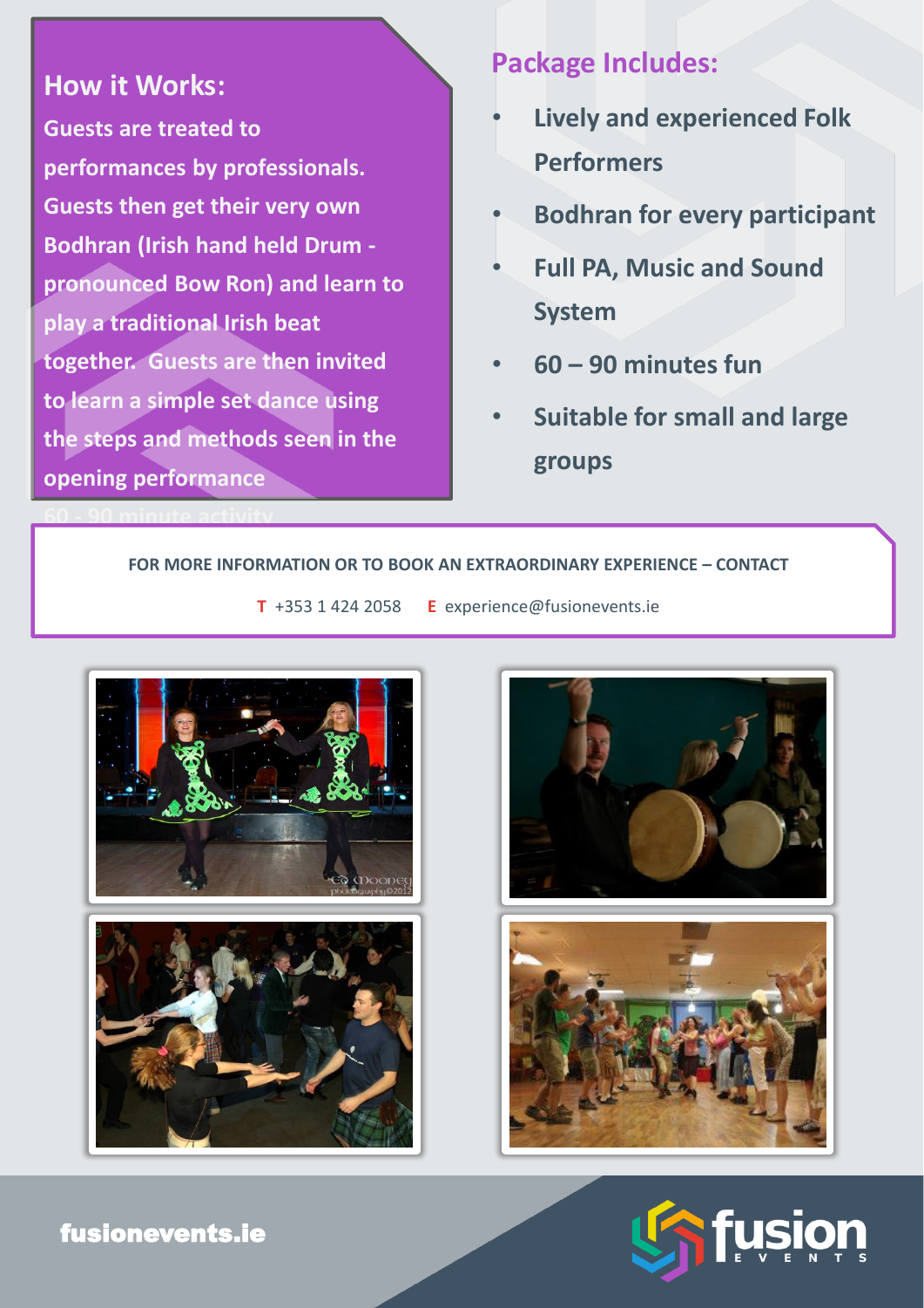## How it Works:

**Guests are treated to performances by professionals. Guests then get their very own Bodhran (Irish hand held Drum - pronounced Bow Ron) and learn to play a traditional Irish beat together. Guests are then invited to learn a simple set dance using the steps and methods seen in the opening performance**

60 - 90 minute activity

## Package Includes:

- **Lively and experienced Folk Performers**
- **Bodhran for every participant**
- **Full PA, Music and Sound System**
- **60 – 90 minutes fun**
- **Suitable for small and large groups**

**FOR MORE INFORMATION OR TO BOOK AN EXTRAORDINARY EXPERIENCE – CONTACT**

**T** +353 1 424 2058 **E** experience@fusionevents.ie

**fusionevents.ie**